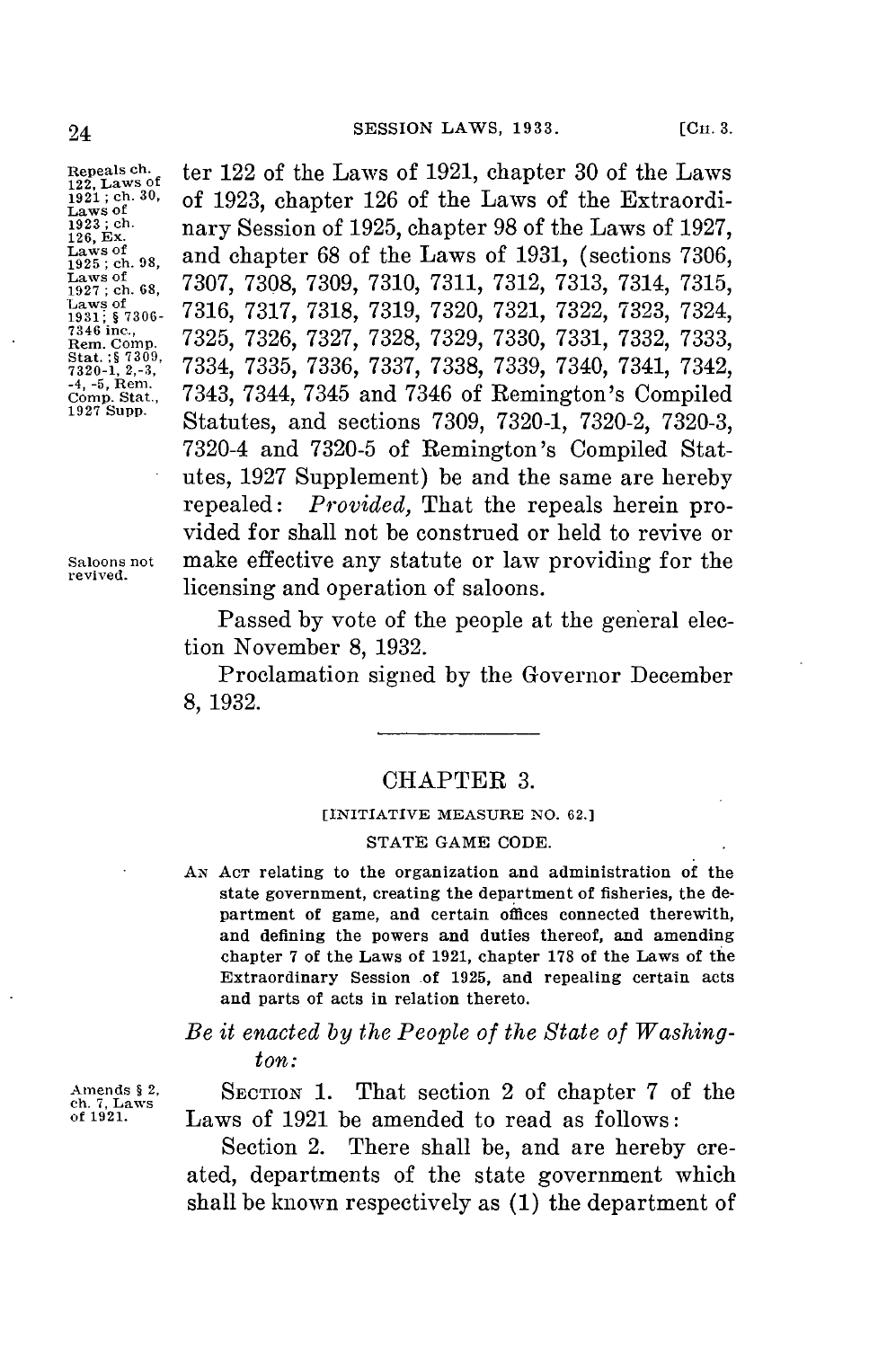ter 122 of the Laws of 1921, chapter 30 of the Laws of 1923, chapter 126 of the Laws of the Extraordinary Session of 1925, chapter 98 of the Laws of 1927, and chapter 68 of the Laws of 1931, (sections 7306, 7307, 7308, 7309, 7310, 7311, 7312, 7313, 7314, 7315, 7316, 7317, 7318, 7319, 7320, 7321, 7322, 7323, 7324, 7325, 7326, 7327, 7328, 7329, 7330, 7331, 7332, 7333, 7334, 7335, 7336, 7337, 7338, 7339, 7340, 7341, 7342, 7343, 7344, 7345 and 7346 of Remington's Compiled Statutes, and sections 7309, 7320-1, 7320-2, 7320-3, 7320-4 and 7320-5 of Remington's Compiled Statutes, 1927 Supplement) be and the same are hereby repealed: *Provided,* That the repeals herein provided for shall not be construed or held to revive or make effective any statute or law providing for the licensing and operation of saloons.

Repeals ch. 122, Laws of 1921; ch. 30, Laws of 1923; ch. 126, Ex. Laws of 1925; ch. 98, Laws of 1927; ch. 68, Laws of 1931; § 7306-7346 inc., Rem. Comp. Stat.; § 7309, 7320-1, 2,-3, -4, -5, Rem. Comp. Stat., 1927 Supp.

Saloons not revived.

Passed by vote of the people at the general election November 8, 1932.

Proclamation signed by the Governor December 8, 1932.

---

## CHAPTER 3.

[INITIATIVE MEASURE NO. 62.]

STATE GAME CODE.

AN ACT relating to the organization and administration of the state government, creating the department of fisheries, the department of game, and certain offices connected therewith, and defining the powers and duties thereof, and amending chapter 7 of the Laws of 1921, chapter 178 of the Laws of the Extraordinary Session of 1925, and repealing certain acts and parts of acts in relation thereto.

*Be it enacted by the People of the State of Washington:*

Amends § 2, ch. 7, Laws of 1921.

SECTION 1. That section 2 of chapter 7 of the Laws of 1921 be amended to read as follows:

Section 2. There shall be, and are hereby created, departments of the state government which shall be known respectively as (1) the department of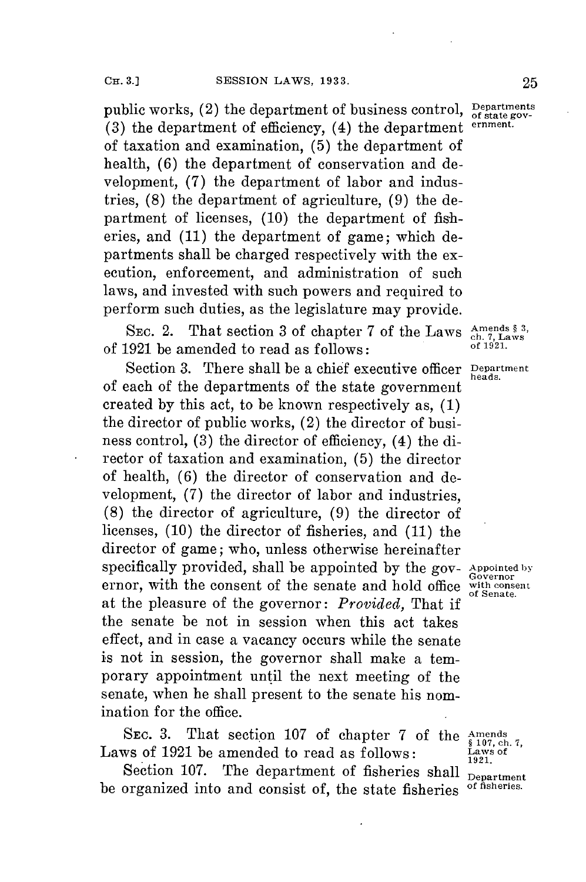public works, (2) the department of business control, (3) the department of efficiency, (4) the department of taxation and examination, (5) the department of health, (6) the department of conservation and development, (7) the department of labor and industries, (8) the department of agriculture, (9) the department of licenses, (10) the department of fisheries, and (11) the department of game; which departments shall be charged respectively with the execution, enforcement, and administration of such laws, and invested with such powers and required to perform such duties, as the legislature may provide.

Departments of state government.

SEC. 2. That section 3 of chapter 7 of the Laws of 1921 be amended to read as follows:

Amends § 3, ch. 7, Laws of 1921.

Section 3. There shall be a chief executive officer of each of the departments of the state government created by this act, to be known respectively as, (1) the director of public works, (2) the director of business control, (3) the director of efficiency, (4) the director of taxation and examination, (5) the director of health, (6) the director of conservation and development, (7) the director of labor and industries, (8) the director of agriculture, (9) the director of licenses, (10) the director of fisheries, and (11) the director of game; who, unless otherwise hereinafter specifically provided, shall be appointed by the governor, with the consent of the senate and hold office at the pleasure of the governor: *Provided,* That if the senate be not in session when this act takes effect, and in case a vacancy occurs while the senate is not in session, the governor shall make a temporary appointment until the next meeting of the senate, when he shall present to the senate his nomination for the office.

Department heads.

Appointed by Governor with consent of Senate.

SEC. 3. That section 107 of chapter 7 of the Laws of 1921 be amended to read as follows:

Amends § 107, ch. 7, Laws of 1921.

Section 107. The department of fisheries shall be organized into and consist of, the state fisheries

Department of fisheries.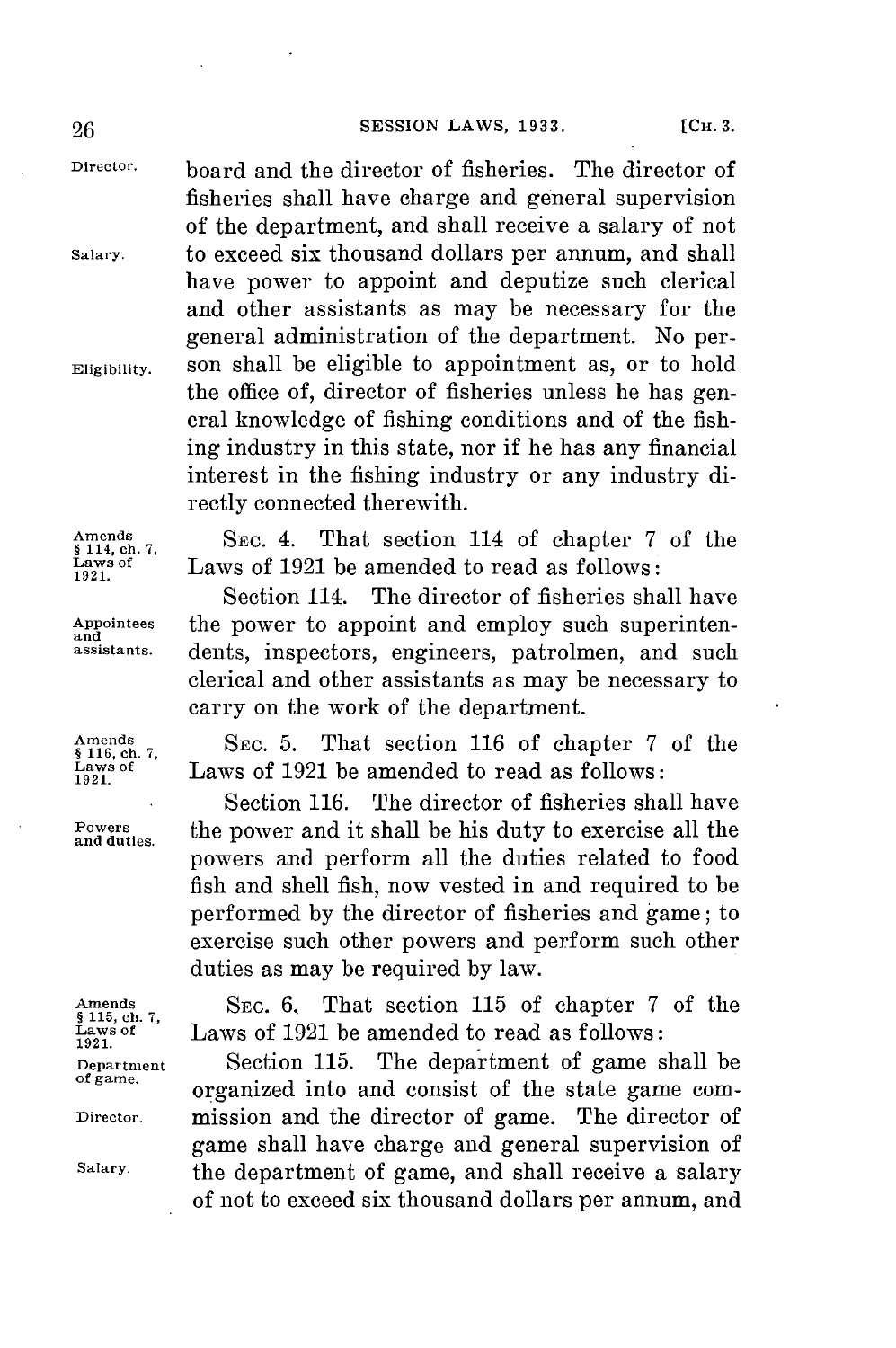board and the director of fisheries. The director of fisheries shall have charge and general supervision of the department, and shall receive a salary of not to exceed six thousand dollars per annum, and shall have power to appoint and deputize such clerical and other assistants as may be necessary for the general administration of the department. No person shall be eligible to appointment as, or to hold the office of, director of fisheries unless he has general knowledge of fishing conditions and of the fishing industry in this state, nor if he has any financial interest in the fishing industry or any industry directly connected therewith.

Director. Salary. Eligibility.

Amends § 114, ch. 7, Laws of 1921.

SEC. 4. That section 114 of chapter 7 of the Laws of 1921 be amended to read as follows:

Appointees and assistants.

Section 114. The director of fisheries shall have the power to appoint and employ such superintendents, inspectors, engineers, patrolmen, and such clerical and other assistants as may be necessary to carry on the work of the department.

Amends § 116, ch. 7, Laws of 1921.

SEC. 5. That section 116 of chapter 7 of the Laws of 1921 be amended to read as follows:

Powers and duties.

Section 116. The director of fisheries shall have the power and it shall be his duty to exercise all the powers and perform all the duties related to food fish and shell fish, now vested in and required to be performed by the director of fisheries and game; to exercise such other powers and perform such other duties as may be required by law.

Amends § 115, ch. 7, Laws of 1921.

SEC. 6. That section 115 of chapter 7 of the Laws of 1921 be amended to read as follows:

Department of game. Director. Salary.

Section 115. The department of game shall be organized into and consist of the state game commission and the director of game. The director of game shall have charge and general supervision of the department of game, and shall receive a salary of not to exceed six thousand dollars per annum, and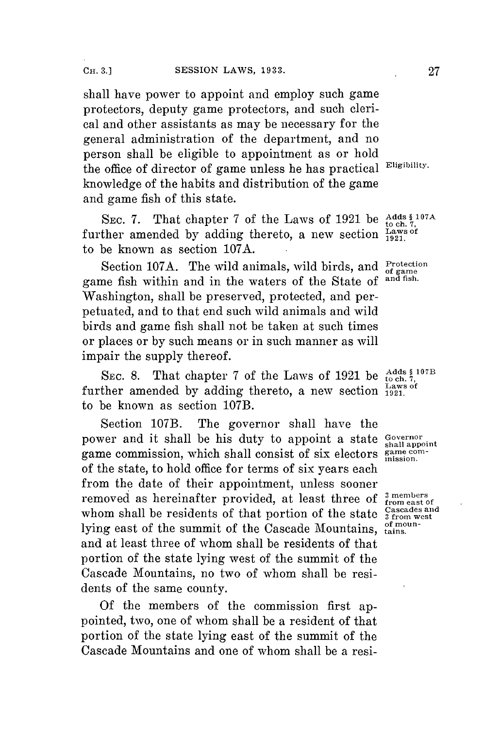shall have power to appoint and employ such game protectors, deputy game protectors, and such clerical and other assistants as may be necessary for the general administration of the department, and no person shall be eligible to appointment as or hold the office of director of game unless he has practical knowledge of the habits and distribution of the game and game fish of this state.

Eligibility.

SEC. 7. That chapter 7 of the Laws of 1921 be further amended by adding thereto, a new section to be known as section 107A.

Adds § 107A to ch. 7, Laws of 1921.

Section 107A. The wild animals, wild birds, and game fish within and in the waters of the State of Washington, shall be preserved, protected, and perpetuated, and to that end such wild animals and wild birds and game fish shall not be taken at such times or places or by such means or in such manner as will impair the supply thereof.

Protection of game and fish.

SEC. 8. That chapter 7 of the Laws of 1921 be further amended by adding thereto, a new section to be known as section 107B.

Adds § 107B to ch. 7, Laws of 1921.

Section 107B. The governor shall have the power and it shall be his duty to appoint a state game commission, which shall consist of six electors of the state, to hold office for terms of six years each from the date of their appointment, unless sooner removed as hereinafter provided, at least three of whom shall be residents of that portion of the state lying east of the summit of the Cascade Mountains, and at least three of whom shall be residents of that portion of the state lying west of the summit of the Cascade Mountains, no two of whom shall be residents of the same county.

Governor shall appoint game commission.

3 members from east of Cascades and 3 from west of mountains.

Of the members of the commission first appointed, two, one of whom shall be a resident of that portion of the state lying east of the summit of the Cascade Mountains and one of whom shall be a resi-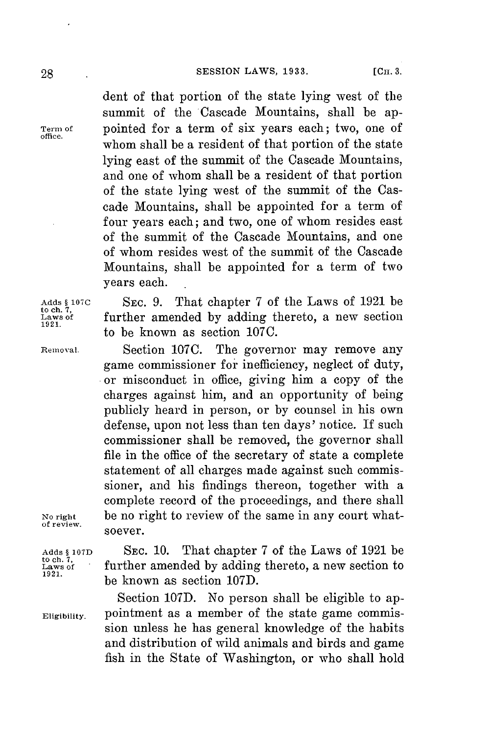dent of that portion of the state lying west of the summit of the Cascade Mountains, shall be appointed for a term of six years each; two, one of whom shall be a resident of that portion of the state lying east of the summit of the Cascade Mountains, and one of whom shall be a resident of that portion of the state lying west of the summit of the Cascade Mountains, shall be appointed for a term of four years each; and two, one of whom resides east of the summit of the Cascade Mountains, and one of whom resides west of the summit of the Cascade Mountains, shall be appointed for a term of two years each.

Term of office.

SEC. 9. That chapter 7 of the Laws of 1921 be further amended by adding thereto, a new section to be known as section 107C.

Adds § 107C to ch. 7, Laws of 1921.

Section 107C. The governor may remove any game commissioner for inefficiency, neglect of duty, or misconduct in office, giving him a copy of the charges against him, and an opportunity of being publicly heard in person, or by counsel in his own defense, upon not less than ten days' notice. If such commissioner shall be removed, the governor shall file in the office of the secretary of state a complete statement of all charges made against such commissioner, and his findings thereon, together with a complete record of the proceedings, and there shall be no right to review of the same in any court whatsoever.

Removal.

No right of review.

SEC. 10. That chapter 7 of the Laws of 1921 be further amended by adding thereto, a new section to be known as section 107D.

Adds § 107D to ch. 7, Laws of 1921.

Section 107D. No person shall be eligible to appointment as a member of the state game commission unless he has general knowledge of the habits and distribution of wild animals and birds and game fish in the State of Washington, or who shall hold

Eligibility.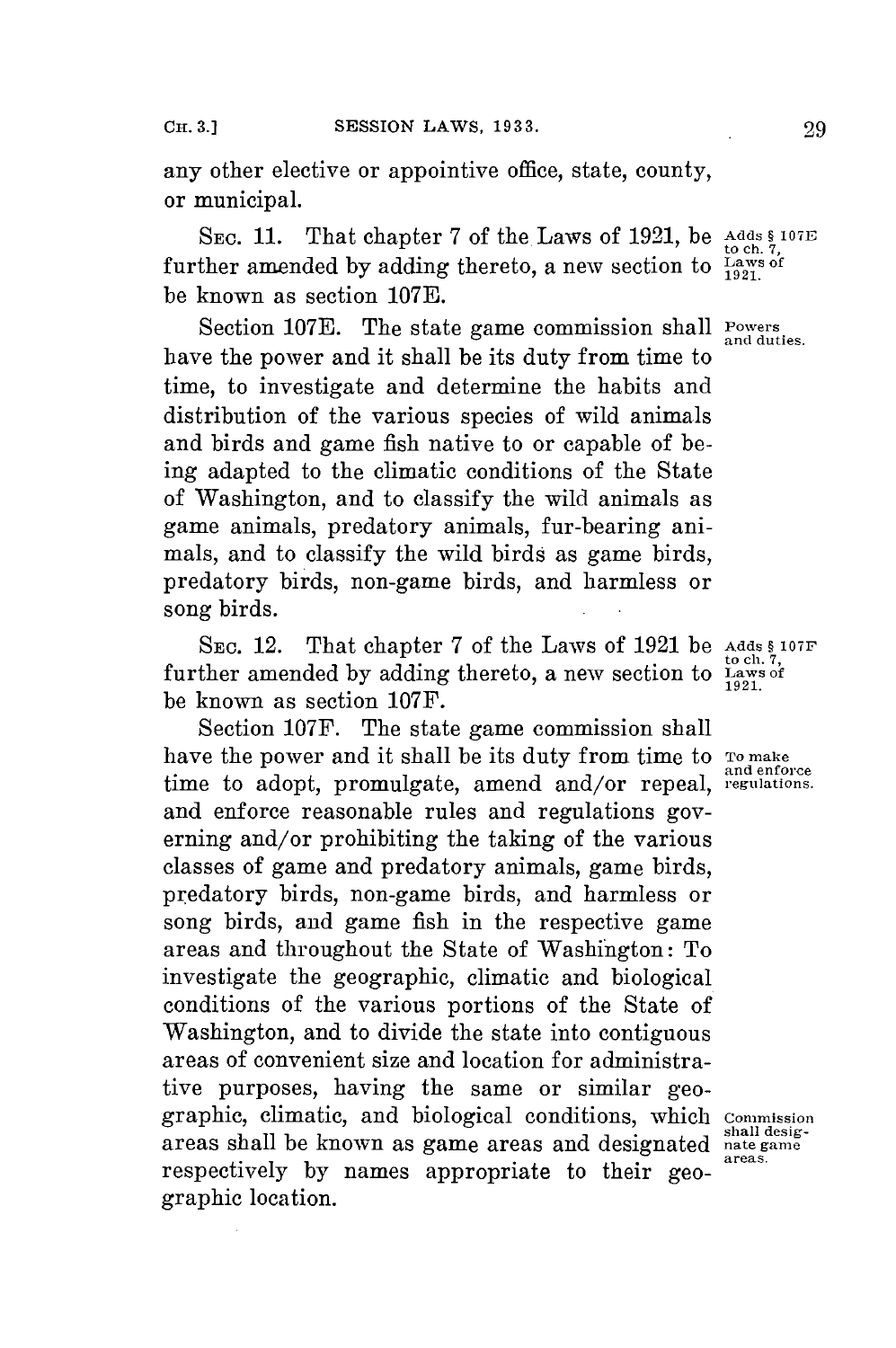any other elective or appointive office, state, county, or municipal.

SEC. 11. That chapter 7 of the Laws of 1921, be further amended by adding thereto, a new section to be known as section 107E.

*Adds § 107E to ch. 7, Laws of 1921.*

Section 107E. The state game commission shall have the power and it shall be its duty from time to time, to investigate and determine the habits and distribution of the various species of wild animals and birds and game fish native to or capable of being adapted to the climatic conditions of the State of Washington, and to classify the wild animals as game animals, predatory animals, fur-bearing animals, and to classify the wild birds as game birds, predatory birds, non-game birds, and harmless or song birds.

*Powers and duties.*

SEC. 12. That chapter 7 of the Laws of 1921 be further amended by adding thereto, a new section to be known as section 107F.

*Adds § 107F to ch. 7, Laws of 1921.*

Section 107F. The state game commission shall have the power and it shall be its duty from time to time to adopt, promulgate, amend and/or repeal, and enforce reasonable rules and regulations governing and/or prohibiting the taking of the various classes of game and predatory animals, game birds, predatory birds, non-game birds, and harmless or song birds, and game fish in the respective game areas and throughout the State of Washington: To investigate the geographic, climatic and biological conditions of the various portions of the State of Washington, and to divide the state into contiguous areas of convenient size and location for administrative purposes, having the same or similar geographic, climatic, and biological conditions, which areas shall be known as game areas and designated respectively by names appropriate to their geographic location.

*To make and enforce regulations.*

*Commission shall designate game areas.*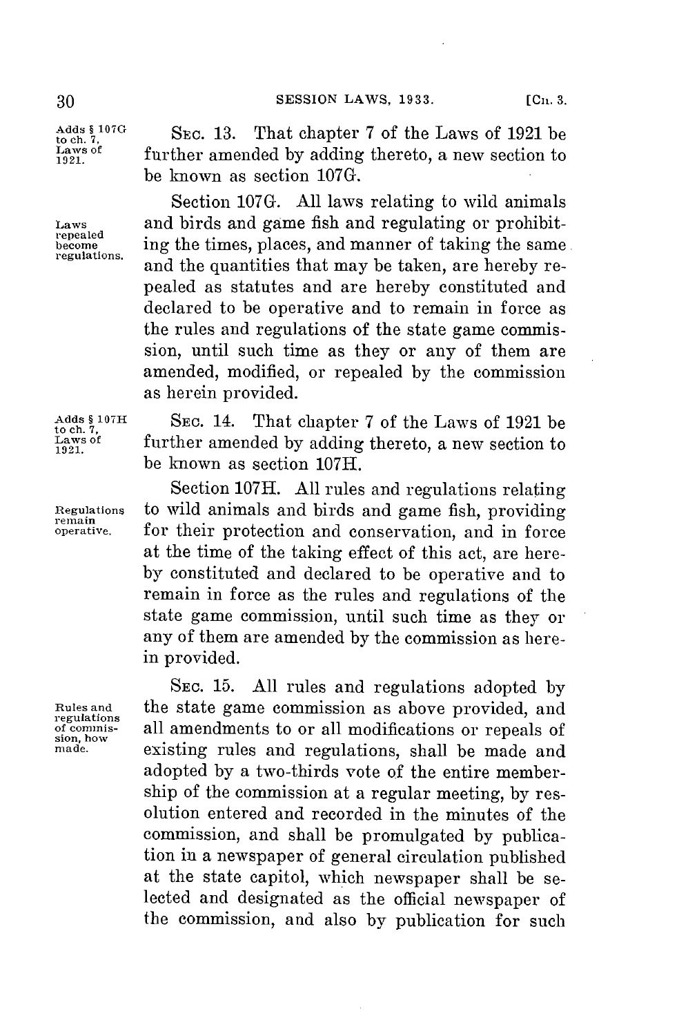Adds § 107G to ch. 7, Laws of 1921.

SEC. 13. That chapter 7 of the Laws of 1921 be further amended by adding thereto, a new section to be known as section 107G.

Laws repealed become regulations.

Section 107G. All laws relating to wild animals and birds and game fish and regulating or prohibiting the times, places, and manner of taking the same and the quantities that may be taken, are hereby repealed as statutes and are hereby constituted and declared to be operative and to remain in force as the rules and regulations of the state game commission, until such time as they or any of them are amended, modified, or repealed by the commission as herein provided.

Adds § 107H to ch. 7, Laws of 1921.

SEC. 14. That chapter 7 of the Laws of 1921 be further amended by adding thereto, a new section to be known as section 107H.

Regulations remain operative.

Section 107H. All rules and regulations relating to wild animals and birds and game fish, providing for their protection and conservation, and in force at the time of the taking effect of this act, are hereby constituted and declared to be operative and to remain in force as the rules and regulations of the state game commission, until such time as they or any of them are amended by the commission as herein provided.

Rules and regulations of commission, how made.

SEC. 15. All rules and regulations adopted by the state game commission as above provided, and all amendments to or all modifications or repeals of existing rules and regulations, shall be made and adopted by a two-thirds vote of the entire membership of the commission at a regular meeting, by resolution entered and recorded in the minutes of the commission, and shall be promulgated by publication in a newspaper of general circulation published at the state capitol, which newspaper shall be selected and designated as the official newspaper of the commission, and also by publication for such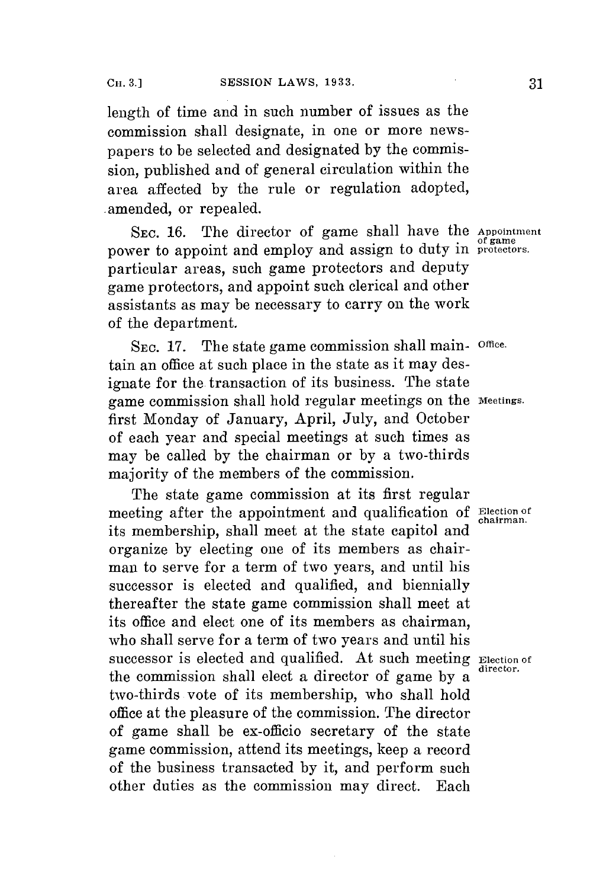length of time and in such number of issues as the commission shall designate, in one or more newspapers to be selected and designated by the commission, published and of general circulation within the area affected by the rule or regulation adopted, amended, or repealed.

SEC. 16. The director of game shall have the power to appoint and employ and assign to duty in particular areas, such game protectors and deputy game protectors, and appoint such clerical and other assistants as may be necessary to carry on the work of the department.

*Appointment of game protectors.*

SEC. 17. The state game commission shall maintain an office at such place in the state as it may designate for the transaction of its business. The state game commission shall hold regular meetings on the first Monday of January, April, July, and October of each year and special meetings at such times as may be called by the chairman or by a two-thirds majority of the members of the commission.

*Office.*

*Meetings.*

The state game commission at its first regular meeting after the appointment and qualification of its membership, shall meet at the state capitol and organize by electing one of its members as chairman to serve for a term of two years, and until his successor is elected and qualified, and biennially thereafter the state game commission shall meet at its office and elect one of its members as chairman, who shall serve for a term of two years and until his successor is elected and qualified. At such meeting the commission shall elect a director of game by a two-thirds vote of its membership, who shall hold office at the pleasure of the commission. The director of game shall be ex-officio secretary of the state game commission, attend its meetings, keep a record of the business transacted by it, and perform such other duties as the commission may direct. Each

*Election of chairman.*

*Election of director.*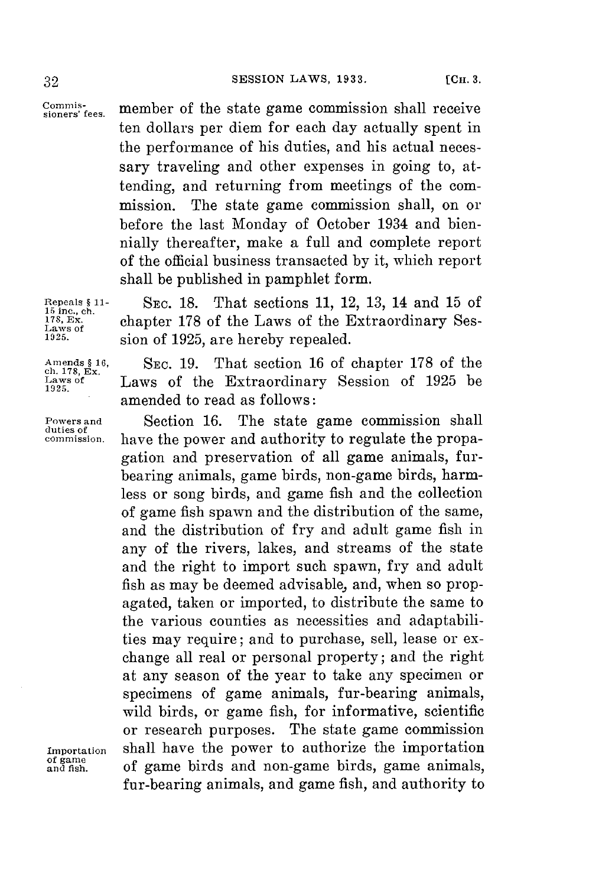member of the state game commission shall receive ten dollars per diem for each day actually spent in the performance of his duties, and his actual necessary traveling and other expenses in going to, attending, and returning from meetings of the commission. The state game commission shall, on or before the last Monday of October 1934 and biennially thereafter, make a full and complete report of the official business transacted by it, which report shall be published in pamphlet form.

SEC. 18. That sections 11, 12, 13, 14 and 15 of chapter 178 of the Laws of the Extraordinary Session of 1925, are hereby repealed.

SEC. 19. That section 16 of chapter 178 of the Laws of the Extraordinary Session of 1925 be amended to read as follows:

Section 16. The state game commission shall have the power and authority to regulate the propagation and preservation of all game animals, fur-bearing animals, game birds, non-game birds, harmless or song birds, and game fish and the collection of game fish spawn and the distribution of the same, and the distribution of fry and adult game fish in any of the rivers, lakes, and streams of the state and the right to import such spawn, fry and adult fish as may be deemed advisable, and, when so propagated, taken or imported, to distribute the same to the various counties as necessities and adaptabilities may require; and to purchase, sell, lease or exchange all real or personal property; and the right at any season of the year to take any specimen or specimens of game animals, fur-bearing animals, wild birds, or game fish, for informative, scientific or research purposes. The state game commission shall have the power to authorize the importation of game birds and non-game birds, game animals, fur-bearing animals, and game fish, and authority to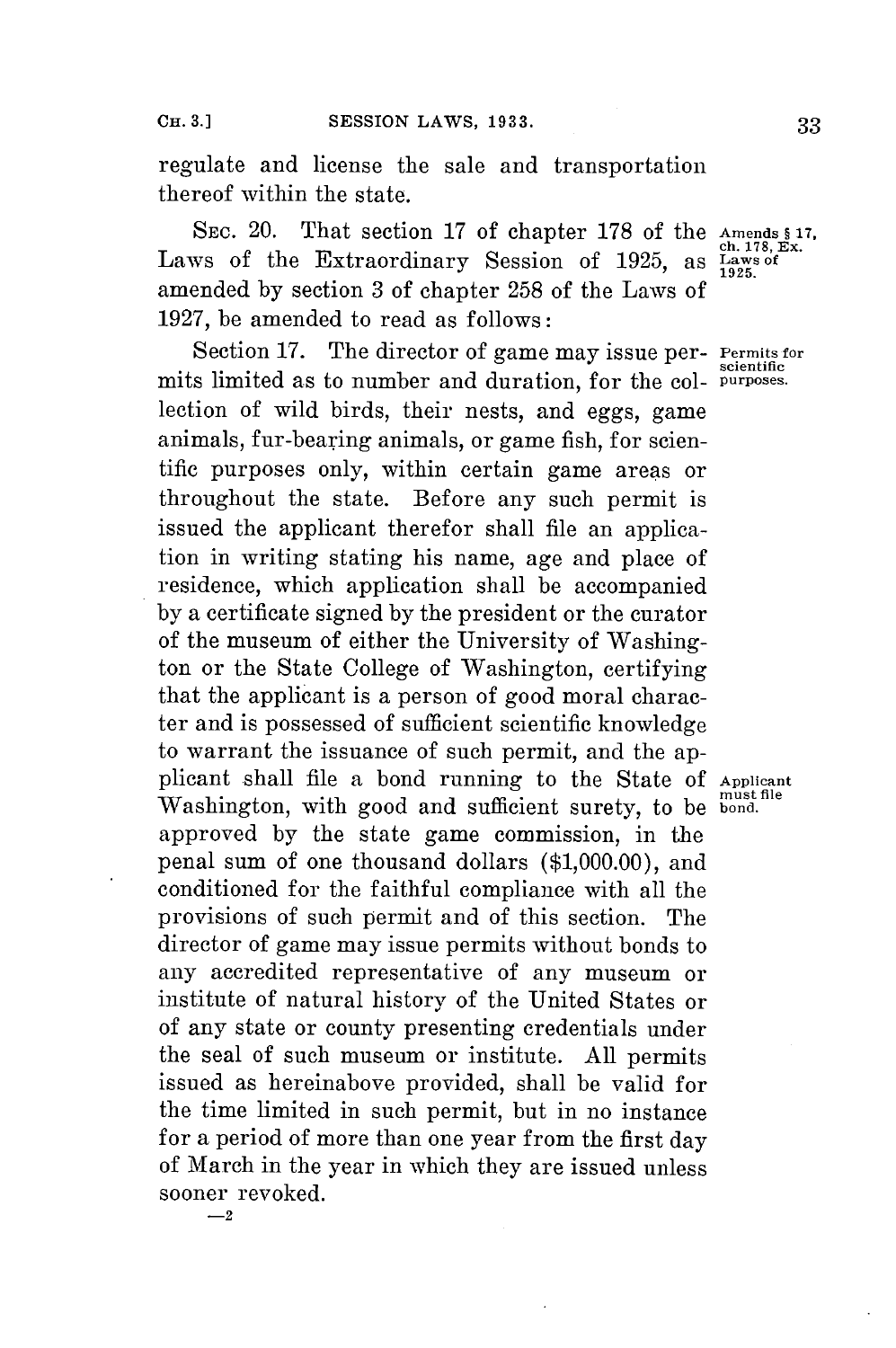regulate and license the sale and transportation thereof within the state.

SEC. 20. That section 17 of chapter 178 of the Laws of the Extraordinary Session of 1925, as amended by section 3 of chapter 258 of the Laws of 1927, be amended to read as follows:

Amends § 17, ch. 178, Ex. Laws of 1925.

Section 17. The director of game may issue permits limited as to number and duration, for the collection of wild birds, their nests, and eggs, game animals, fur-bearing animals, or game fish, for scientific purposes only, within certain game areas or throughout the state. Before any such permit is issued the applicant therefor shall file an application in writing stating his name, age and place of residence, which application shall be accompanied by a certificate signed by the president or the curator of the museum of either the University of Washington or the State College of Washington, certifying that the applicant is a person of good moral character and is possessed of sufficient scientific knowledge to warrant the issuance of such permit, and the applicant shall file a bond running to the State of Washington, with good and sufficient surety, to be approved by the state game commission, in the penal sum of one thousand dollars ($1,000.00), and conditioned for the faithful compliance with all the provisions of such permit and of this section. The director of game may issue permits without bonds to any accredited representative of any museum or institute of natural history of the United States or of any state or county presenting credentials under the seal of such museum or institute. All permits issued as hereinabove provided, shall be valid for the time limited in such permit, but in no instance for a period of more than one year from the first day of March in the year in which they are issued unless sooner revoked.

Permits for scientific purposes.

Applicant must file bond.

—2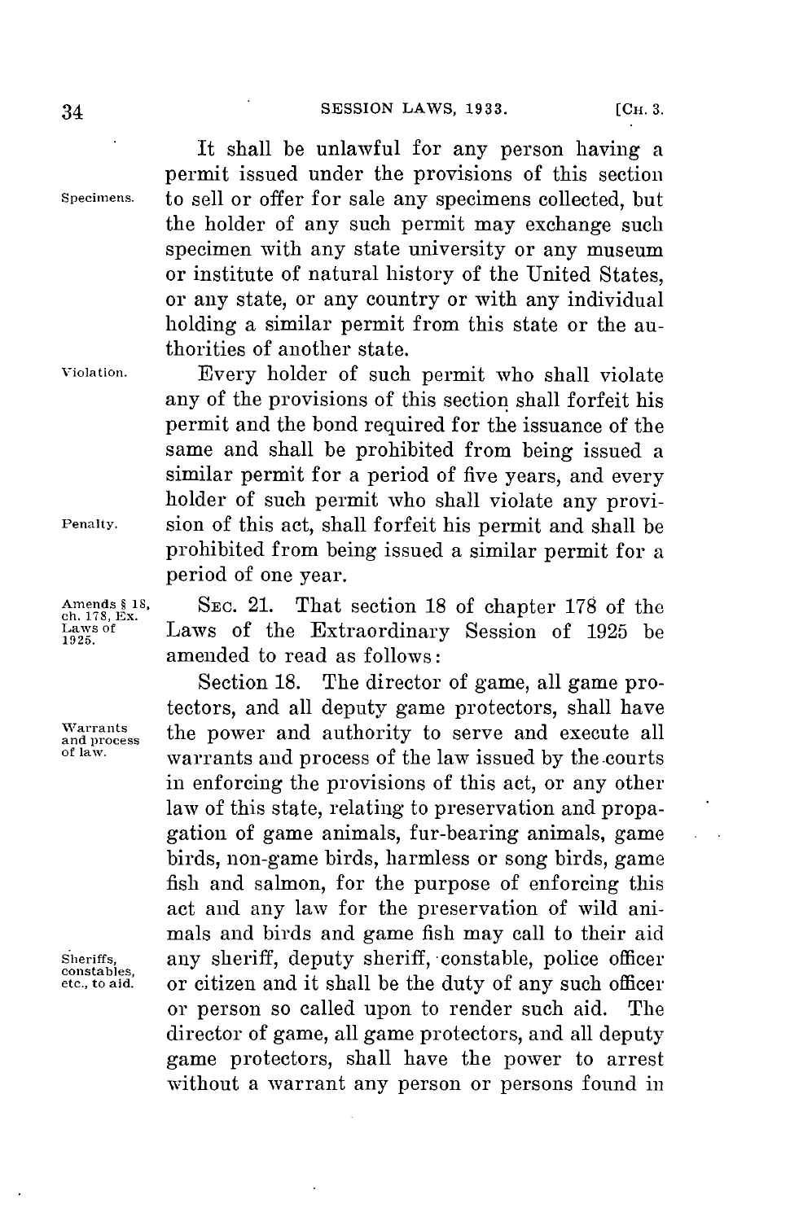It shall be unlawful for any person having a permit issued under the provisions of this section to sell or offer for sale any specimens collected, but the holder of any such permit may exchange such specimen with any state university or any museum or institute of natural history of the United States, or any state, or any country or with any individual holding a similar permit from this state or the authorities of another state.

Every holder of such permit who shall violate any of the provisions of this section shall forfeit his permit and the bond required for the issuance of the same and shall be prohibited from being issued a similar permit for a period of five years, and every holder of such permit who shall violate any provision of this act, shall forfeit his permit and shall be prohibited from being issued a similar permit for a period of one year.

SEC. 21. That section 18 of chapter 178 of the Laws of the Extraordinary Session of 1925 be amended to read as follows:

Section 18. The director of game, all game protectors, and all deputy game protectors, shall have the power and authority to serve and execute all warrants and process of the law issued by the courts in enforcing the provisions of this act, or any other law of this state, relating to preservation and propagation of game animals, fur-bearing animals, game birds, non-game birds, harmless or song birds, game fish and salmon, for the purpose of enforcing this act and any law for the preservation of wild animals and birds and game fish may call to their aid any sheriff, deputy sheriff, constable, police officer or citizen and it shall be the duty of any such officer or person so called upon to render such aid. The director of game, all game protectors, and all deputy game protectors, shall have the power to arrest without a warrant any person or persons found in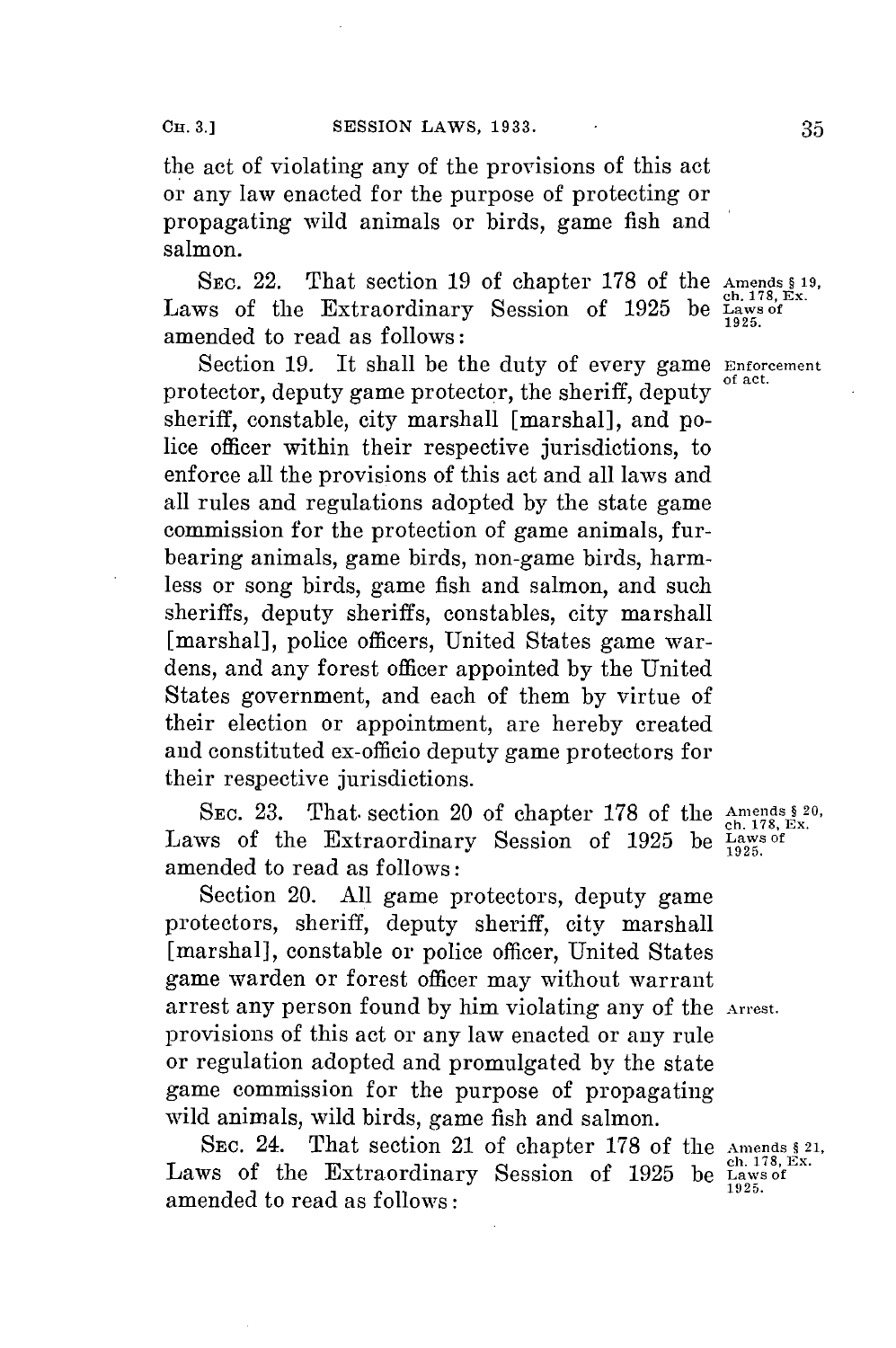the act of violating any of the provisions of this act or any law enacted for the purpose of protecting or propagating wild animals or birds, game fish and salmon.

SEC. 22. That section 19 of chapter 178 of the Laws of the Extraordinary Session of 1925 be amended to read as follows:

Amends § 19, ch. 178, Ex. Laws of 1925.

Section 19. It shall be the duty of every game protector, deputy game protector, the sheriff, deputy sheriff, constable, city marshall [marshal], and police officer within their respective jurisdictions, to enforce all the provisions of this act and all laws and all rules and regulations adopted by the state game commission for the protection of game animals, furbearing animals, game birds, non-game birds, harmless or song birds, game fish and salmon, and such sheriffs, deputy sheriffs, constables, city marshall [marshal], police officers, United States game wardens, and any forest officer appointed by the United States government, and each of them by virtue of their election or appointment, are hereby created and constituted ex-officio deputy game protectors for their respective jurisdictions.

Enforcement of act.

SEC. 23. That section 20 of chapter 178 of the Laws of the Extraordinary Session of 1925 be amended to read as follows:

Amends § 20, ch. 178, Ex. Laws of 1925.

Section 20. All game protectors, deputy game protectors, sheriff, deputy sheriff, city marshall [marshal], constable or police officer, United States game warden or forest officer may without warrant arrest any person found by him violating any of the provisions of this act or any law enacted or any rule or regulation adopted and promulgated by the state game commission for the purpose of propagating wild animals, wild birds, game fish and salmon.

Arrest.

SEC. 24. That section 21 of chapter 178 of the Laws of the Extraordinary Session of 1925 be amended to read as follows:

Amends § 21, ch. 178, Ex. Laws of 1925.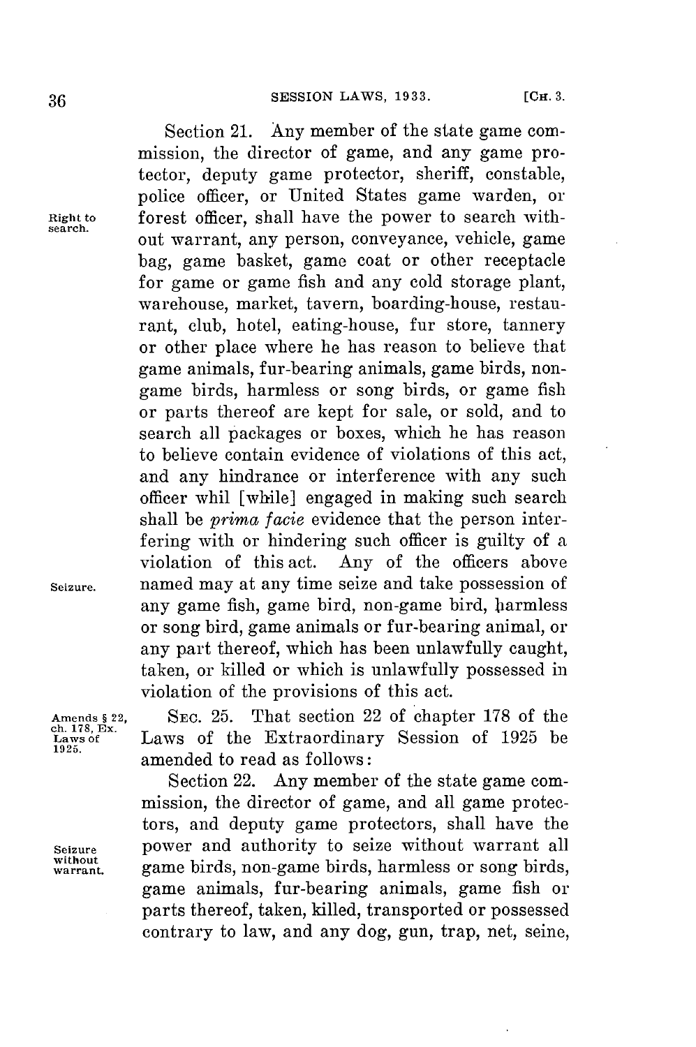Section 21. Any member of the state game commission, the director of game, and any game protector, deputy game protector, sheriff, constable, police officer, or United States game warden, or forest officer, shall have the power to search without warrant, any person, conveyance, vehicle, game bag, game basket, game coat or other receptacle for game or game fish and any cold storage plant, warehouse, market, tavern, boarding-house, restaurant, club, hotel, eating-house, fur store, tannery or other place where he has reason to believe that game animals, fur-bearing animals, game birds, non-game birds, harmless or song birds, or game fish or parts thereof are kept for sale, or sold, and to search all packages or boxes, which he has reason to believe contain evidence of violations of this act, and any hindrance or interference with any such officer whil [while] engaged in making such search shall be *prima facie* evidence that the person interfering with or hindering such officer is guilty of a violation of this act. Any of the officers above named may at any time seize and take possession of any game fish, game bird, non-game bird, harmless or song bird, game animals or fur-bearing animal, or any part thereof, which has been unlawfully caught, taken, or killed or which is unlawfully possessed in violation of the provisions of this act.

Right to search.

Seizure.

Amends § 22, ch. 178, Ex. Laws of 1925.

SEC. 25. That section 22 of chapter 178 of the Laws of the Extraordinary Session of 1925 be amended to read as follows:

Section 22. Any member of the state game commission, the director of game, and all game protectors, and deputy game protectors, shall have the power and authority to seize without warrant all game birds, non-game birds, harmless or song birds, game animals, fur-bearing animals, game fish or parts thereof, taken, killed, transported or possessed contrary to law, and any dog, gun, trap, net, seine,

Seizure without warrant.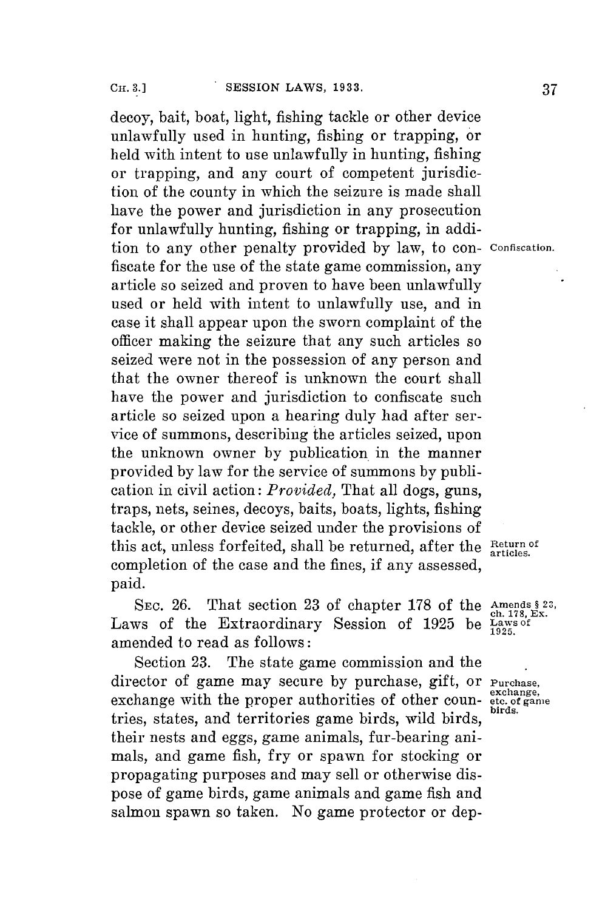decoy, bait, boat, light, fishing tackle or other device unlawfully used in hunting, fishing or trapping, or held with intent to use unlawfully in hunting, fishing or trapping, and any court of competent jurisdiction of the county in which the seizure is made shall have the power and jurisdiction in any prosecution for unlawfully hunting, fishing or trapping, in addition to any other penalty provided by law, to confiscate for the use of the state game commission, any article so seized and proven to have been unlawfully used or held with intent to unlawfully use, and in case it shall appear upon the sworn complaint of the officer making the seizure that any such articles so seized were not in the possession of any person and that the owner thereof is unknown the court shall have the power and jurisdiction to confiscate such article so seized upon a hearing duly had after service of summons, describing the articles seized, upon the unknown owner by publication in the manner provided by law for the service of summons by publication in civil action: *Provided,* That all dogs, guns, traps, nets, seines, decoys, baits, boats, lights, fishing tackle, or other device seized under the provisions of this act, unless forfeited, shall be returned, after the completion of the case and the fines, if any assessed, paid.

Confiscation.

Return of articles.

SEC. 26. That section 23 of chapter 178 of the Laws of the Extraordinary Session of 1925 be amended to read as follows:

Amends § 23, ch. 178, Ex. Laws of 1925.

Section 23. The state game commission and the director of game may secure by purchase, gift, or exchange with the proper authorities of other countries, states, and territories game birds, wild birds, their nests and eggs, game animals, fur-bearing animals, and game fish, fry or spawn for stocking or propagating purposes and may sell or otherwise dispose of game birds, game animals and game fish and salmon spawn so taken. No game protector or dep-

Purchase, exchange, etc. of game birds.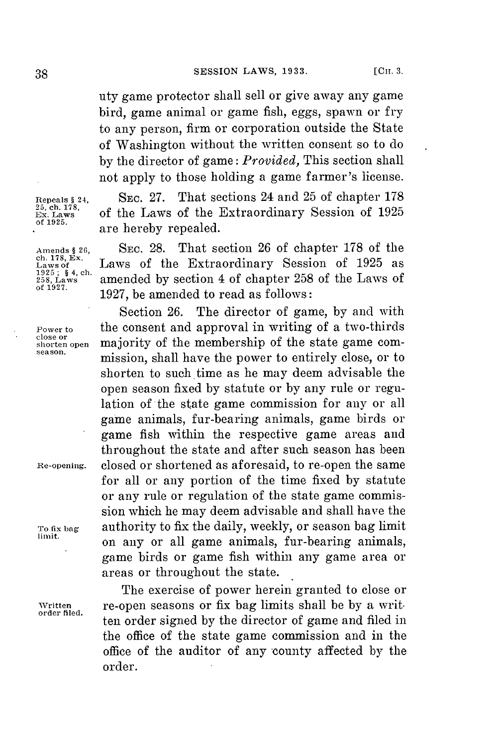uty game protector shall sell or give away any game bird, game animal or game fish, eggs, spawn or fry to any person, firm or corporation outside the State of Washington without the written consent so to do by the director of game: *Provided,* This section shall not apply to those holding a game farmer's license.

Repeals § 24, 25, ch. 178, Ex. Laws of 1925.

SEC. 27. That sections 24 and 25 of chapter 178 of the Laws of the Extraordinary Session of 1925 are hereby repealed.

Amends § 26, ch. 178, Ex. Laws of 1925; § 4, ch. 258, Laws of 1927.

SEC. 28. That section 26 of chapter 178 of the Laws of the Extraordinary Session of 1925 as amended by section 4 of chapter 258 of the Laws of 1927, be amended to read as follows:

Power to close or shorten open season.

Section 26. The director of game, by and with the consent and approval in writing of a two-thirds majority of the membership of the state game commission, shall have the power to entirely close, or to shorten to such time as he may deem advisable the open season fixed by statute or by any rule or regulation of the state game commission for any or all game animals, fur-bearing animals, game birds or game fish within the respective game areas and throughout the state and after such season has been closed or shortened as aforesaid, to re-open the same for all or any portion of the time fixed by statute or any rule or regulation of the state game commission which he may deem advisable and shall have the authority to fix the daily, weekly, or season bag limit on any or all game animals, fur-bearing animals, game birds or game fish within any game area or areas or throughout the state.

Re-opening.

To fix bag limit.

Written order filed.

The exercise of power herein granted to close or re-open seasons or fix bag limits shall be by a written order signed by the director of game and filed in the office of the state game commission and in the office of the auditor of any county affected by the order.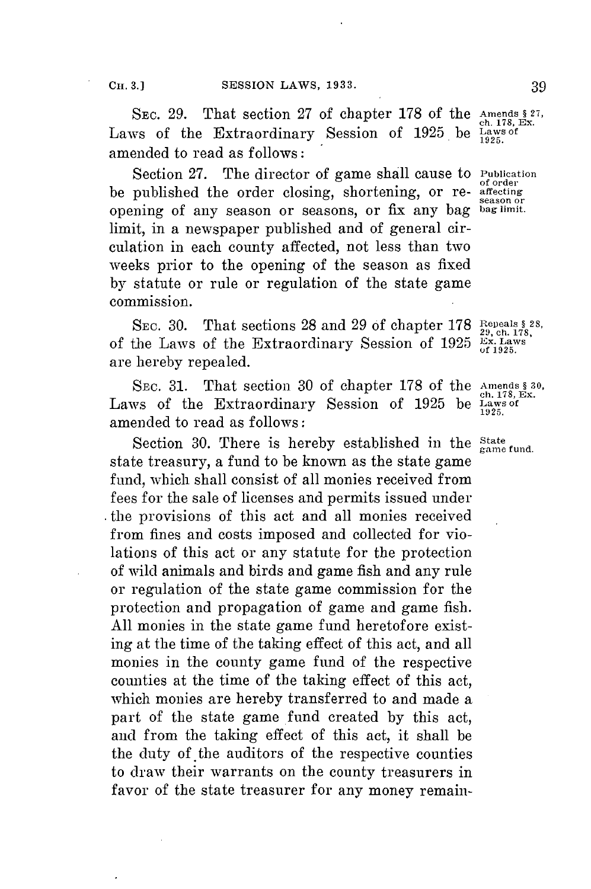SEC. 29. That section 27 of chapter 178 of the Laws of the Extraordinary Session of 1925 be amended to read as follows:

Amends § 27, ch. 178, Ex. Laws of 1925.

Section 27. The director of game shall cause to be published the order closing, shortening, or reopening of any season or seasons, or fix any bag limit, in a newspaper published and of general circulation in each county affected, not less than two weeks prior to the opening of the season as fixed by statute or rule or regulation of the state game commission.

Publication of order affecting season or bag limit.

SEC. 30. That sections 28 and 29 of chapter 178 of the Laws of the Extraordinary Session of 1925 are hereby repealed.

Repeals § 28, 29, ch. 178, Ex. Laws of 1925.

SEC. 31. That section 30 of chapter 178 of the Laws of the Extraordinary Session of 1925 be amended to read as follows:

Amends § 30, ch. 178, Ex. Laws of 1925.

Section 30. There is hereby established in the state treasury, a fund to be known as the state game fund, which shall consist of all monies received from fees for the sale of licenses and permits issued under the provisions of this act and all monies received from fines and costs imposed and collected for violations of this act or any statute for the protection of wild animals and birds and game fish and any rule or regulation of the state game commission for the protection and propagation of game and game fish. All monies in the state game fund heretofore existing at the time of the taking effect of this act, and all monies in the county game fund of the respective counties at the time of the taking effect of this act, which monies are hereby transferred to and made a part of the state game fund created by this act, and from the taking effect of this act, it shall be the duty of the auditors of the respective counties to draw their warrants on the county treasurers in favor of the state treasurer for any money remain-

State game fund.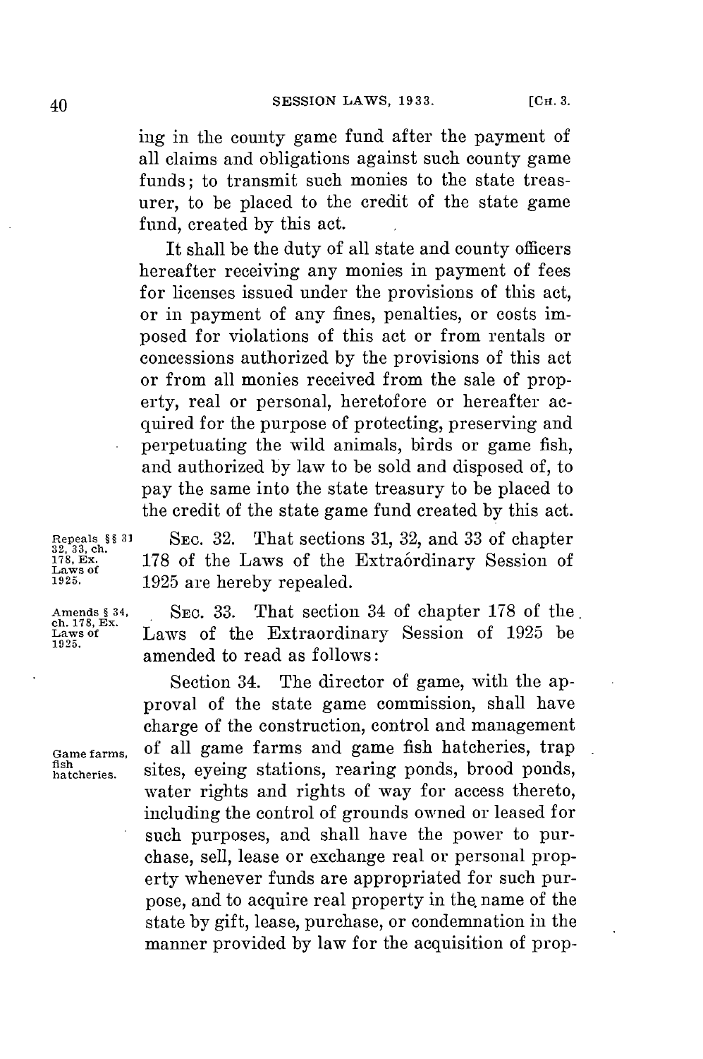ing in the county game fund after the payment of all claims and obligations against such county game funds; to transmit such monies to the state treasurer, to be placed to the credit of the state game fund, created by this act.

It shall be the duty of all state and county officers hereafter receiving any monies in payment of fees for licenses issued under the provisions of this act, or in payment of any fines, penalties, or costs imposed for violations of this act or from rentals or concessions authorized by the provisions of this act or from all monies received from the sale of property, real or personal, heretofore or hereafter acquired for the purpose of protecting, preserving and perpetuating the wild animals, birds or game fish, and authorized by law to be sold and disposed of, to pay the same into the state treasury to be placed to the credit of the state game fund created by this act.

Repeals §§ 31, 32, 33, ch. 178, Ex. Laws of 1925.

SEC. 32. That sections 31, 32, and 33 of chapter 178 of the Laws of the Extraórdinary Session of 1925 are hereby repealed.

Amends § 34, ch. 178, Ex. Laws of 1925.

SEC. 33. That section 34 of chapter 178 of the Laws of the Extraordinary Session of 1925 be amended to read as follows:

Game farms, fish hatcheries.

Section 34. The director of game, with the approval of the state game commission, shall have charge of the construction, control and management of all game farms and game fish hatcheries, trap sites, eyeing stations, rearing ponds, brood ponds, water rights and rights of way for access thereto, including the control of grounds owned or leased for such purposes, and shall have the power to purchase, sell, lease or exchange real or personal property whenever funds are appropriated for such purpose, and to acquire real property in the name of the state by gift, lease, purchase, or condemnation in the manner provided by law for the acquisition of prop-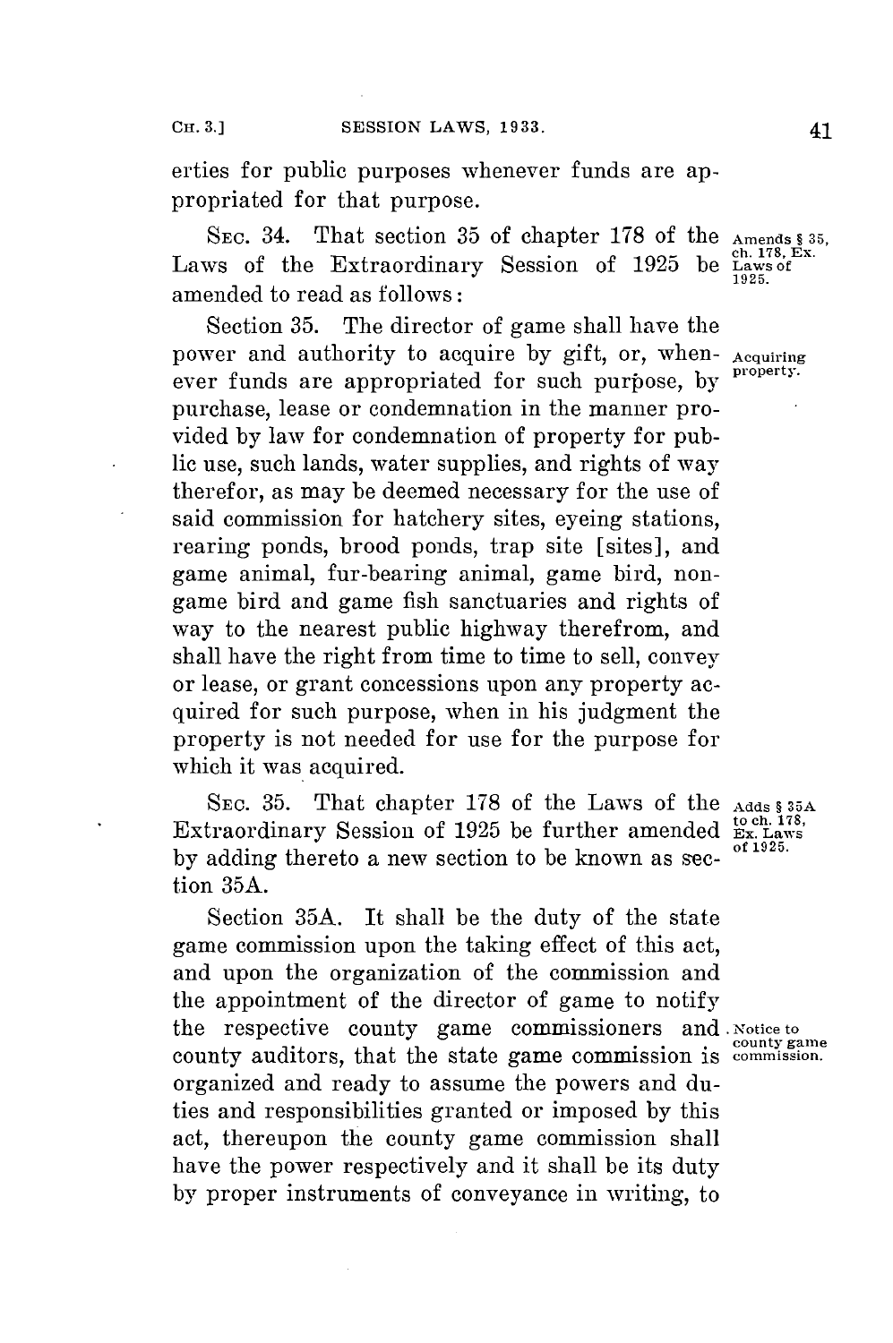erties for public purposes whenever funds are appropriated for that purpose.

SEC. 34. That section 35 of chapter 178 of the Laws of the Extraordinary Session of 1925 be amended to read as follows: *Amends § 35, ch. 178, Ex. Laws of 1925.*

Section 35. The director of game shall have the power and authority to acquire by gift, or, whenever funds are appropriated for such purpose, by purchase, lease or condemnation in the manner provided by law for condemnation of property for public use, such lands, water supplies, and rights of way therefor, as may be deemed necessary for the use of said commission for hatchery sites, eyeing stations, rearing ponds, brood ponds, trap site [sites], and game animal, fur-bearing animal, game bird, non-game bird and game fish sanctuaries and rights of way to the nearest public highway therefrom, and shall have the right from time to time to sell, convey or lease, or grant concessions upon any property acquired for such purpose, when in his judgment the property is not needed for use for the purpose for which it was acquired. *Acquiring property.*

SEC. 35. That chapter 178 of the Laws of the Extraordinary Session of 1925 be further amended by adding thereto a new section to be known as section 35A. *Adds § 35A to ch. 178, Ex. Laws of 1925.*

Section 35A. It shall be the duty of the state game commission upon the taking effect of this act, and upon the organization of the commission and the appointment of the director of game to notify the respective county game commissioners and county auditors, that the state game commission is organized and ready to assume the powers and duties and responsibilities granted or imposed by this act, thereupon the county game commission shall have the power respectively and it shall be its duty by proper instruments of conveyance in writing, to *Notice to county game commission.*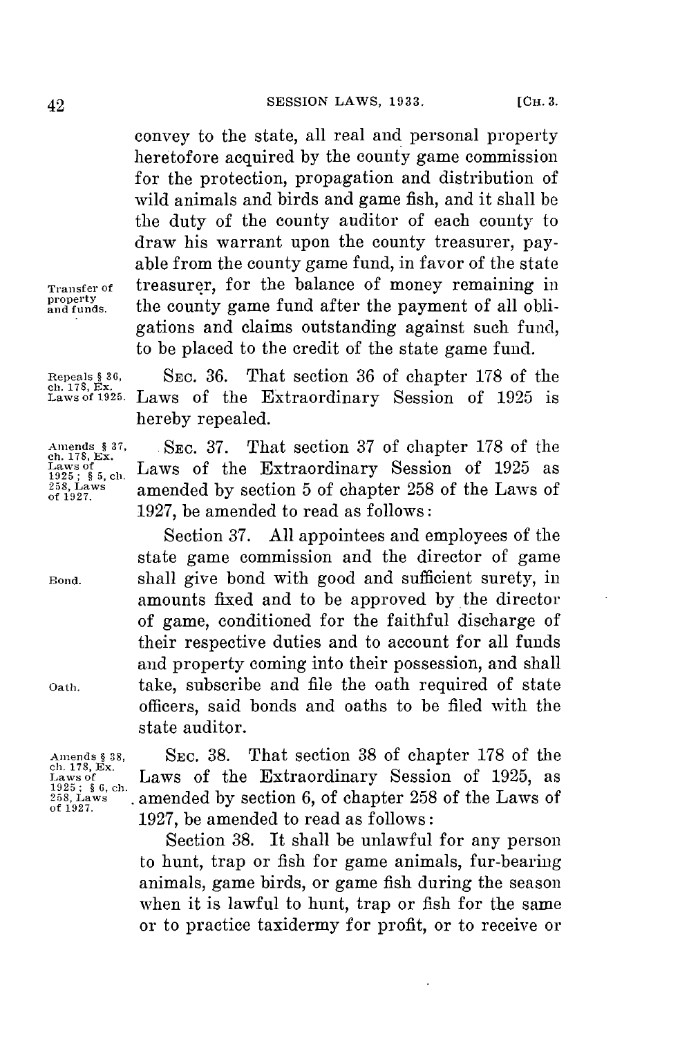convey to the state, all real and personal property heretofore acquired by the county game commission for the protection, propagation and distribution of wild animals and birds and game fish, and it shall be the duty of the county auditor of each county to draw his warrant upon the county treasurer, payable from the county game fund, in favor of the state treasurer, for the balance of money remaining in the county game fund after the payment of all obligations and claims outstanding against such fund, to be placed to the credit of the state game fund.

Transfer of property and funds.

Repeals § 36, ch. 178, Ex. Laws of 1925.

SEC. 36. That section 36 of chapter 178 of the Laws of the Extraordinary Session of 1925 is hereby repealed.

Amends § 37, ch. 178, Ex. Laws of 1925; § 5, ch. 258, Laws of 1927.

SEC. 37. That section 37 of chapter 178 of the Laws of the Extraordinary Session of 1925 as amended by section 5 of chapter 258 of the Laws of 1927, be amended to read as follows:

Section 37. All appointees and employees of the state game commission and the director of game shall give bond with good and sufficient surety, in amounts fixed and to be approved by the director of game, conditioned for the faithful discharge of their respective duties and to account for all funds and property coming into their possession, and shall take, subscribe and file the oath required of state officers, said bonds and oaths to be filed with the state auditor.

Bond.

Oath.

Amends § 38, ch. 178, Ex. Laws of 1925; § 6, ch. 258, Laws of 1927.

SEC. 38. That section 38 of chapter 178 of the Laws of the Extraordinary Session of 1925, as amended by section 6, of chapter 258 of the Laws of 1927, be amended to read as follows:

Section 38. It shall be unlawful for any person to hunt, trap or fish for game animals, fur-bearing animals, game birds, or game fish during the season when it is lawful to hunt, trap or fish for the same or to practice taxidermy for profit, or to receive or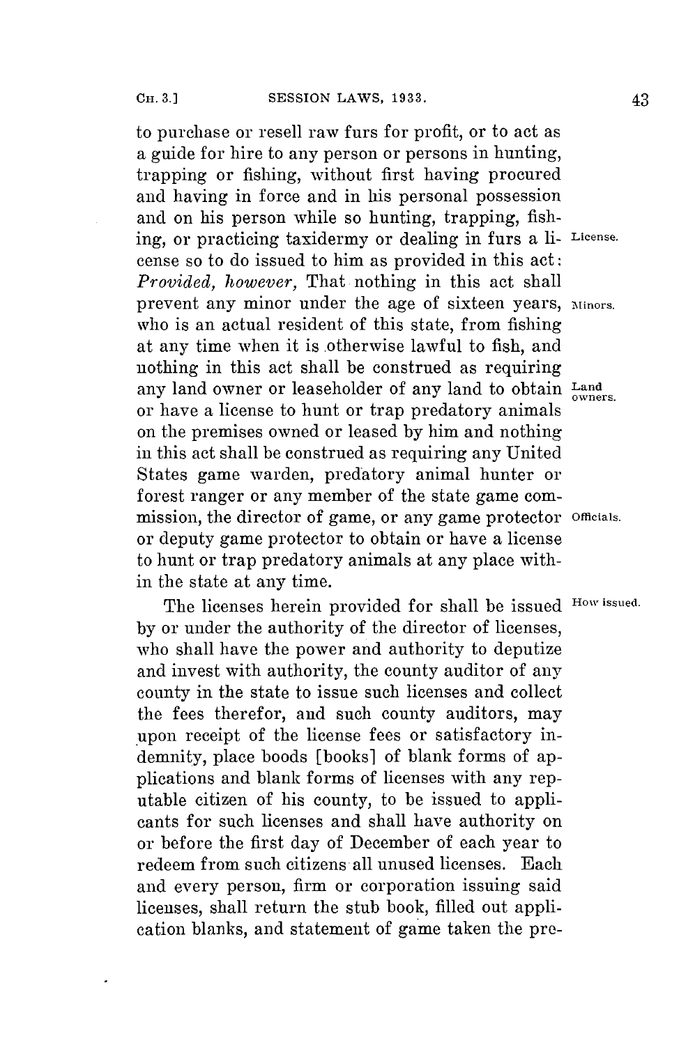to purchase or resell raw furs for profit, or to act as a guide for hire to any person or persons in hunting, trapping or fishing, without first having procured and having in force and in his personal possession and on his person while so hunting, trapping, fishing, or practicing taxidermy or dealing in furs a license so to do issued to him as provided in this act: *Provided, however,* That nothing in this act shall prevent any minor under the age of sixteen years, who is an actual resident of this state, from fishing at any time when it is otherwise lawful to fish, and nothing in this act shall be construed as requiring any land owner or leaseholder of any land to obtain or have a license to hunt or trap predatory animals on the premises owned or leased by him and nothing in this act shall be construed as requiring any United States game warden, predatory animal hunter or forest ranger or any member of the state game commission, the director of game, or any game protector or deputy game protector to obtain or have a license to hunt or trap predatory animals at any place within the state at any time.

License.

Minors.

Land owners.

Officials.

How issued.

The licenses herein provided for shall be issued by or under the authority of the director of licenses, who shall have the power and authority to deputize and invest with authority, the county auditor of any county in the state to issue such licenses and collect the fees therefor, and such county auditors, may upon receipt of the license fees or satisfactory indemnity, place boods [books] of blank forms of applications and blank forms of licenses with any reputable citizen of his county, to be issued to applicants for such licenses and shall have authority on or before the first day of December of each year to redeem from such citizens all unused licenses. Each and every person, firm or corporation issuing said licenses, shall return the stub book, filled out application blanks, and statement of game taken the pre-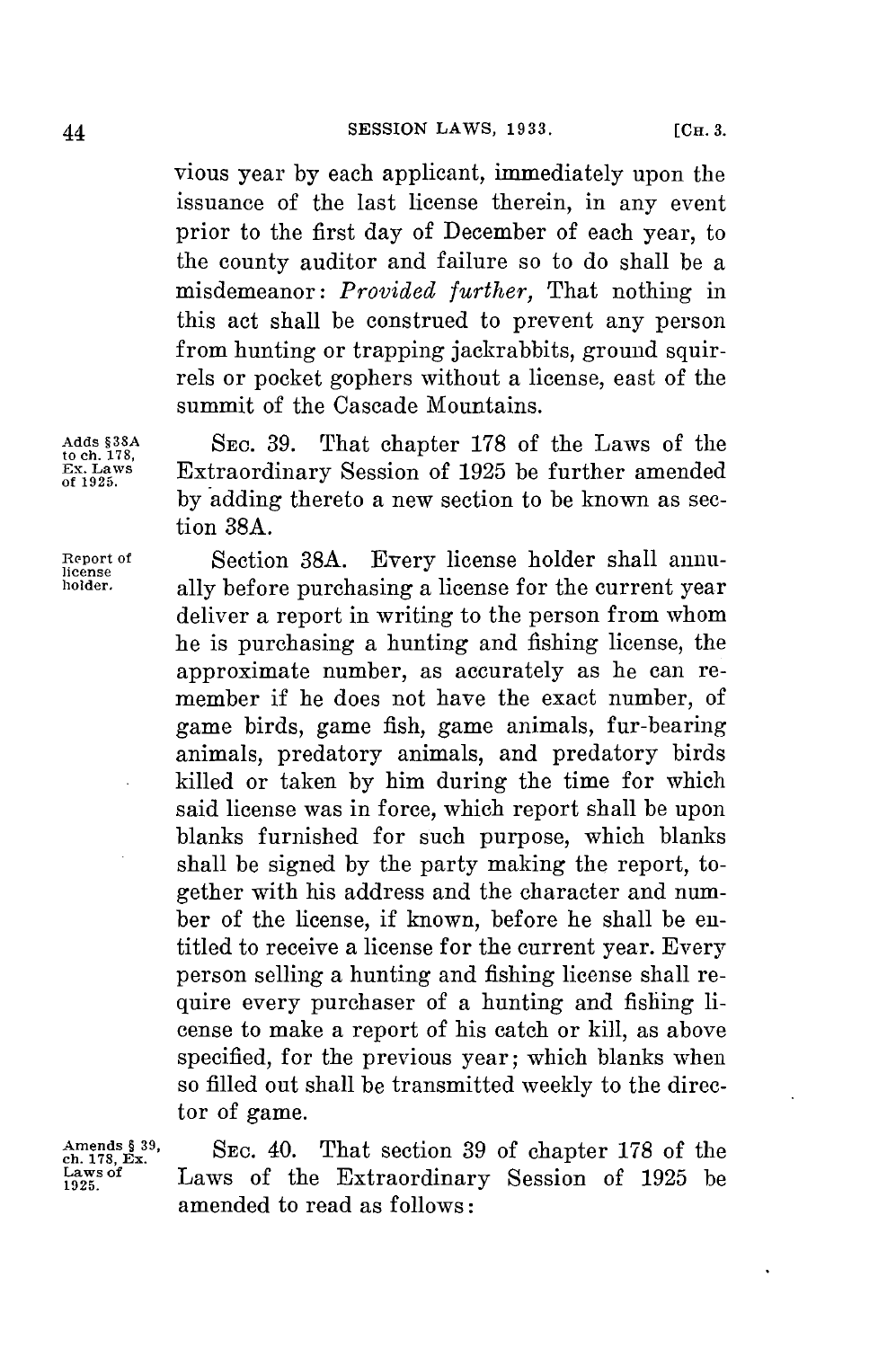vious year by each applicant, immediately upon the issuance of the last license therein, in any event prior to the first day of December of each year, to the county auditor and failure so to do shall be a misdemeanor: *Provided further,* That nothing in this act shall be construed to prevent any person from hunting or trapping jackrabbits, ground squirrels or pocket gophers without a license, east of the summit of the Cascade Mountains.

Adds §38A to ch. 178, Ex. Laws of 1925.

SEC. 39. That chapter 178 of the Laws of the Extraordinary Session of 1925 be further amended by adding thereto a new section to be known as section 38A.

Report of license holder.

Section 38A. Every license holder shall annually before purchasing a license for the current year deliver a report in writing to the person from whom he is purchasing a hunting and fishing license, the approximate number, as accurately as he can remember if he does not have the exact number, of game birds, game fish, game animals, fur-bearing animals, predatory animals, and predatory birds killed or taken by him during the time for which said license was in force, which report shall be upon blanks furnished for such purpose, which blanks shall be signed by the party making the report, together with his address and the character and number of the license, if known, before he shall be entitled to receive a license for the current year. Every person selling a hunting and fishing license shall require every purchaser of a hunting and fishing license to make a report of his catch or kill, as above specified, for the previous year; which blanks when so filled out shall be transmitted weekly to the director of game.

Amends § 39, ch. 178, Ex. Laws of 1925.

SEC. 40. That section 39 of chapter 178 of the Laws of the Extraordinary Session of 1925 be amended to read as follows: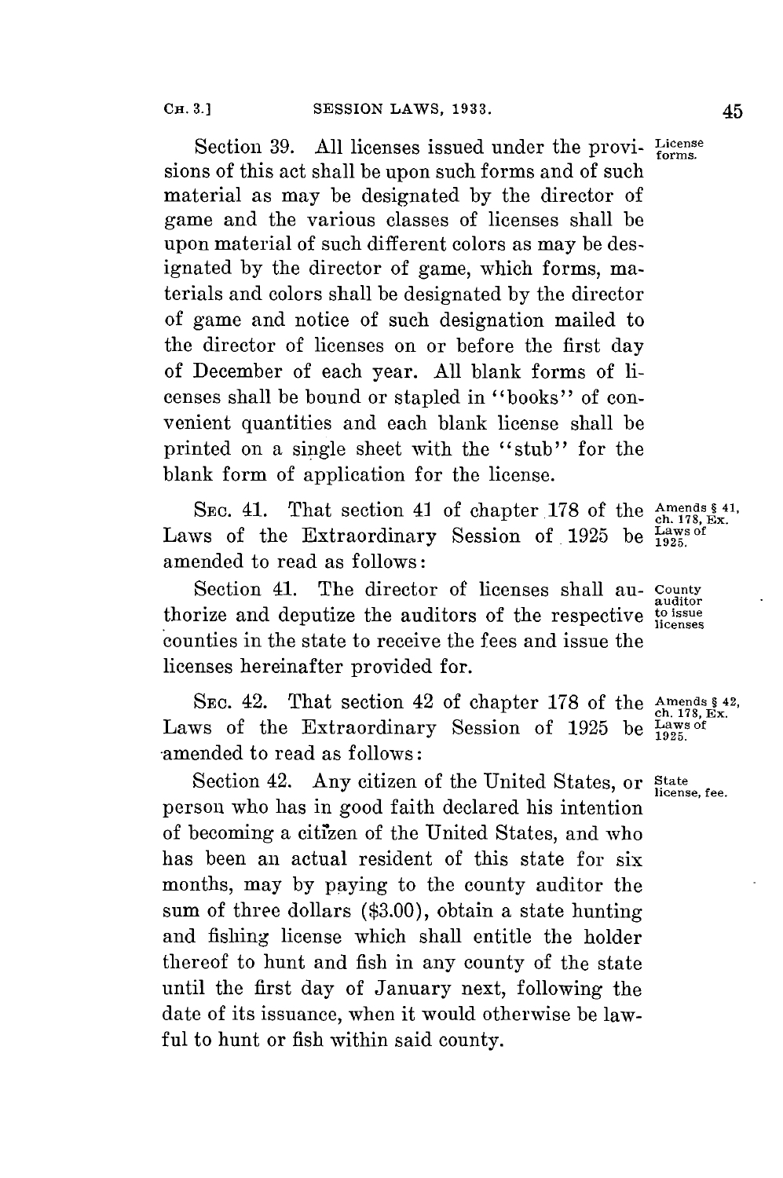Section 39. All licenses issued under the provisions of this act shall be upon such forms and of such material as may be designated by the director of game and the various classes of licenses shall be upon material of such different colors as may be designated by the director of game, which forms, materials and colors shall be designated by the director of game and notice of such designation mailed to the director of licenses on or before the first day of December of each year. All blank forms of licenses shall be bound or stapled in "books" of convenient quantities and each blank license shall be printed on a single sheet with the "stub" for the blank form of application for the license.

License forms.

SEC. 41. That section 41 of chapter 178 of the Laws of the Extraordinary Session of 1925 be amended to read as follows:

Amends § 41, ch. 178, Ex. Laws of 1925.

Section 41. The director of licenses shall authorize and deputize the auditors of the respective counties in the state to receive the fees and issue the licenses hereinafter provided for.

County auditor to issue licenses

SEC. 42. That section 42 of chapter 178 of the Laws of the Extraordinary Session of 1925 be amended to read as follows:

Amends § 42, ch. 178, Ex. Laws of 1925.

Section 42. Any citizen of the United States, or person who has in good faith declared his intention of becoming a citizen of the United States, and who has been an actual resident of this state for six months, may by paying to the county auditor the sum of three dollars ($3.00), obtain a state hunting and fishing license which shall entitle the holder thereof to hunt and fish in any county of the state until the first day of January next, following the date of its issuance, when it would otherwise be lawful to hunt or fish within said county.

State license, fee.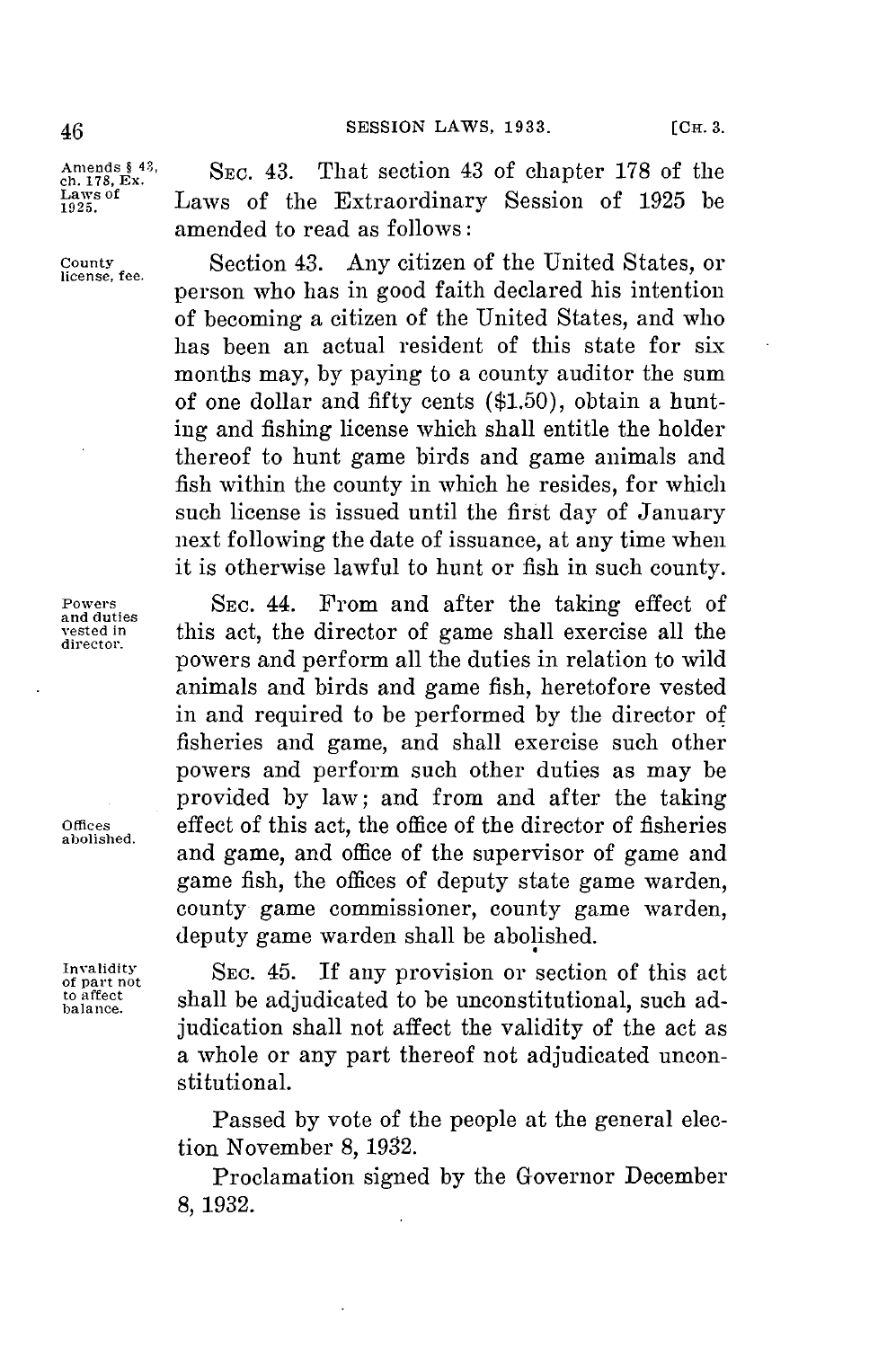Amends § 43, ch. 178, Ex. Laws of 1925.

SEC. 43. That section 43 of chapter 178 of the Laws of the Extraordinary Session of 1925 be amended to read as follows:

County license, fee.

Section 43. Any citizen of the United States, or person who has in good faith declared his intention of becoming a citizen of the United States, and who has been an actual resident of this state for six months may, by paying to a county auditor the sum of one dollar and fifty cents ($1.50), obtain a hunting and fishing license which shall entitle the holder thereof to hunt game birds and game animals and fish within the county in which he resides, for which such license is issued until the first day of January next following the date of issuance, at any time when it is otherwise lawful to hunt or fish in such county.

Powers and duties vested in director.

SEC. 44. From and after the taking effect of this act, the director of game shall exercise all the powers and perform all the duties in relation to wild animals and birds and game fish, heretofore vested in and required to be performed by the director of fisheries and game, and shall exercise such other powers and perform such other duties as may be provided by law; and from and after the taking effect of this act, the office of the director of fisheries and game, and office of the supervisor of game and game fish, the offices of deputy state game warden, county game commissioner, county game warden, deputy game warden shall be abolished.

Offices abolished.

Invalidity of part not to affect balance.

SEC. 45. If any provision or section of this act shall be adjudicated to be unconstitutional, such adjudication shall not affect the validity of the act as a whole or any part thereof not adjudicated unconstitutional.

Passed by vote of the people at the general election November 8, 1932.

Proclamation signed by the Governor December 8, 1932.